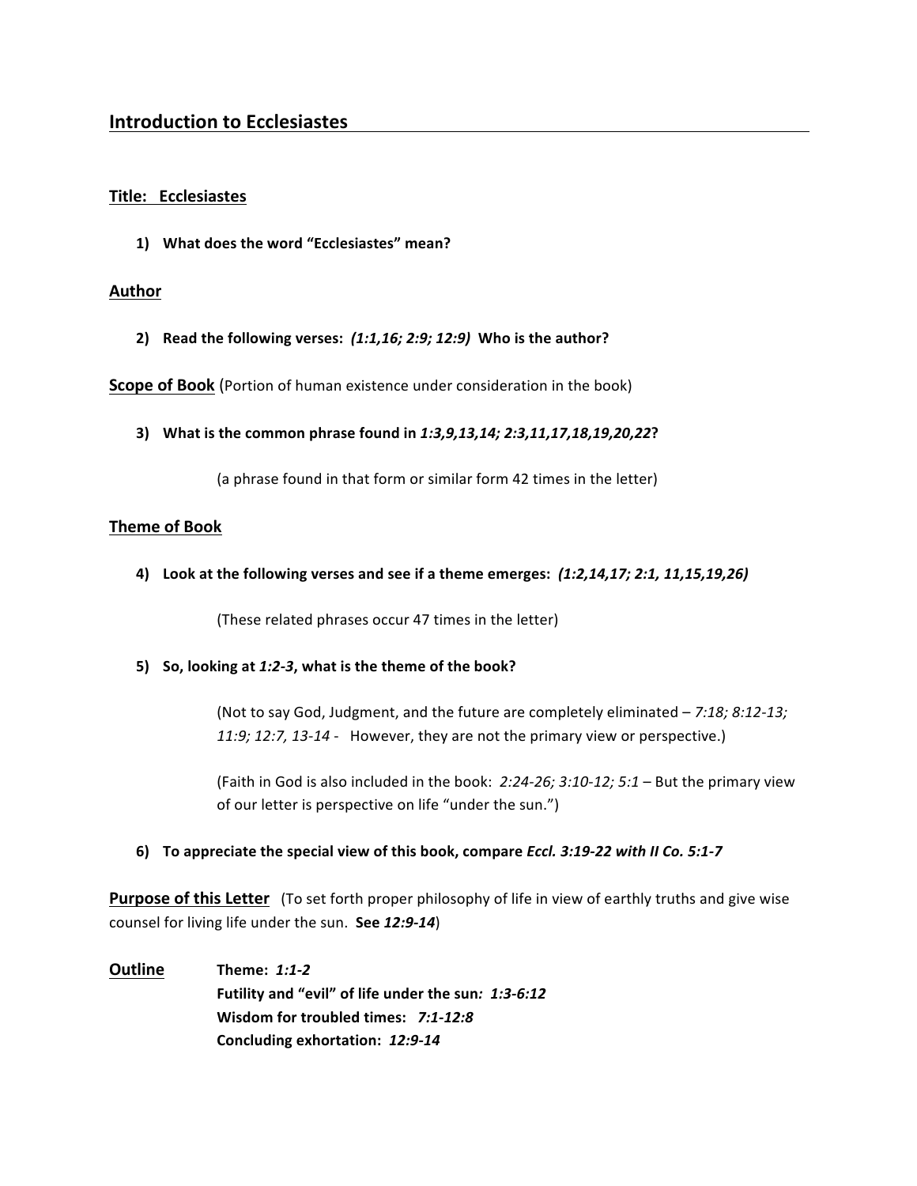# Introduction to Ecclesiastes

## Title: Ecclesiastes

**1) What does the word "Ecclesiastes" mean?**

## Author

**2) Read the following verses: *(1:1,16; 2:9; 12:9)* Who is the author?**

## Scope of Book

(Portion of human existence under consideration in the book)

**3) What is the common phrase found in *1:3,9,13,14; 2:3,11,17,18,19,20,22*?**

(a phrase found in that form or similar form 42 times in the letter)

## Theme of Book

**4) Look at the following verses and see if a theme emerges: *(1:2,14,17; 2:1, 11,15,19,26)***

(These related phrases occur 47 times in the letter)

**5) So, looking at *1:2-3*, what is the theme of the book?**

(Not to say God, Judgment, and the future are completely eliminated – *7:18; 8:12-13; 11:9; 12:7, 13-14* - However, they are not the primary view or perspective.)

(Faith in God is also included in the book: *2:24-26; 3:10-12; 5:1* – But the primary view of our letter is perspective on life "under the sun.")

**6) To appreciate the special view of this book, compare *Eccl. 3:19-22 with II Co. 5:1-7***

## Purpose of this Letter

(To set forth proper philosophy of life in view of earthly truths and give wise counsel for living life under the sun. **See *12:9-14***)

## Outline

**Theme: *1:1-2***
**Futility and "evil" of life under the sun*: 1:3-6:12***
**Wisdom for troubled times: *7:1-12:8***
**Concluding exhortation: *12:9-14***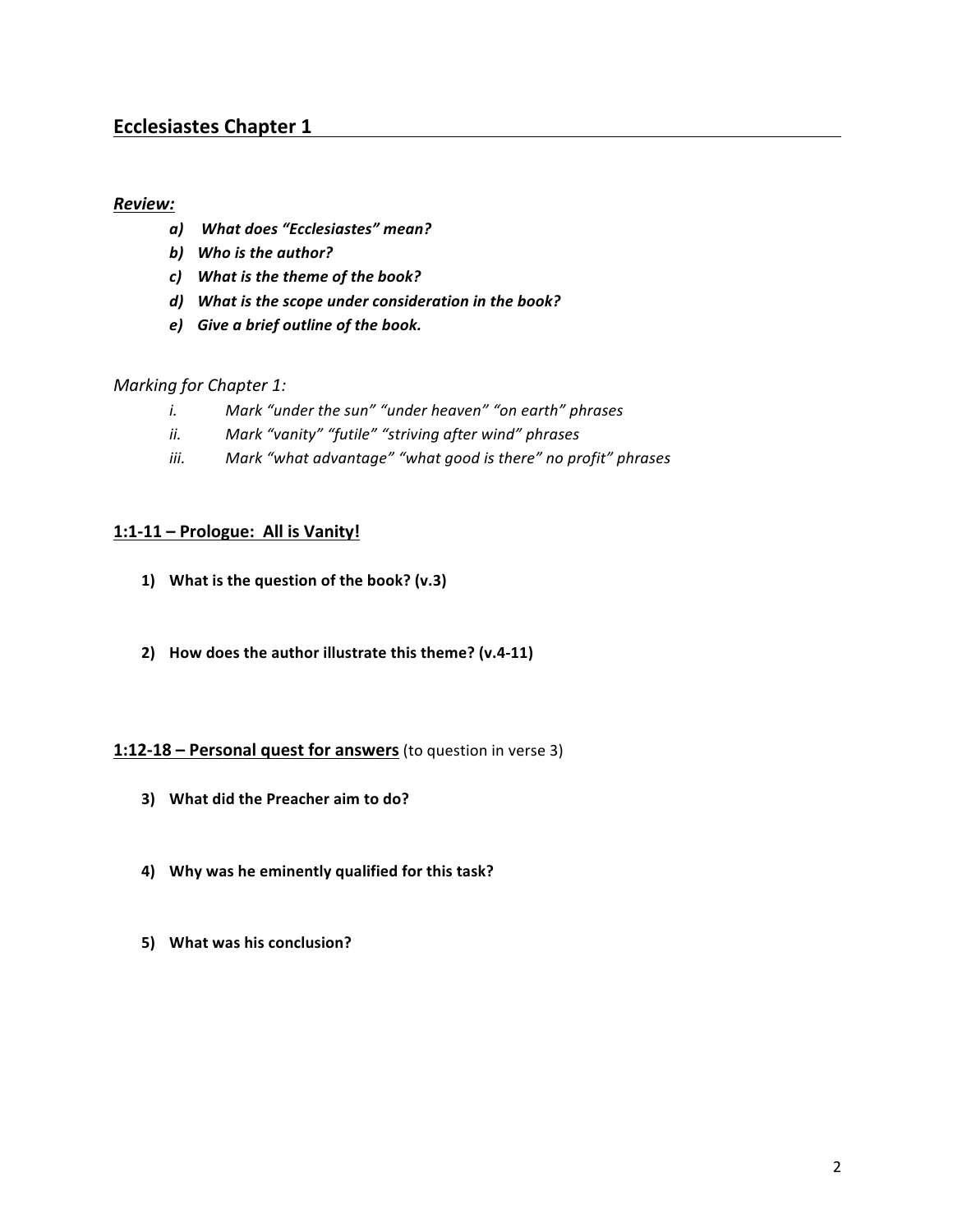## Ecclesiastes Chapter 1

***Review:***

- ***a) What does "Ecclesiastes" mean?***
- ***b) Who is the author?***
- ***c) What is the theme of the book?***
- ***d) What is the scope under consideration in the book?***
- ***e) Give a brief outline of the book.***

*Marking for Chapter 1:*

- *i. Mark "under the sun" "under heaven" "on earth" phrases*
- *ii. Mark "vanity" "futile" "striving after wind" phrases*
- *iii. Mark "what advantage" "what good is there" no profit" phrases*

### **1:1-11 – Prologue: All is Vanity!**

1) **What is the question of the book? (v.3)**

2) **How does the author illustrate this theme? (v.4-11)**

### **1:12-18 – Personal quest for answers** (to question in verse 3)

3) **What did the Preacher aim to do?**

4) **Why was he eminently qualified for this task?**

5) **What was his conclusion?**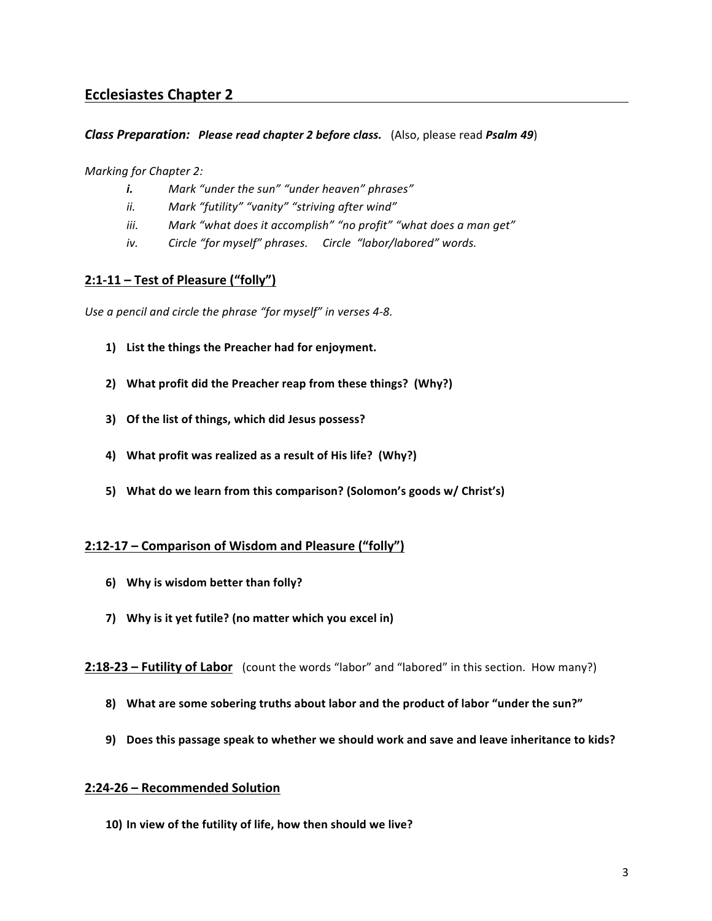## Ecclesiastes Chapter 2

***Class Preparation:*** ***Please read chapter 2 before class.*** (Also, please read ***Psalm 49***)

*Marking for Chapter 2:*

- ***i.*** *Mark "under the sun" "under heaven" phrases"*
- *ii.* *Mark "futility" "vanity" "striving after wind"*
- *iii.* *Mark "what does it accomplish" "no profit" "what does a man get"*
- *iv.* *Circle "for myself" phrases. Circle "labor/labored" words.*

### 2:1-11 – Test of Pleasure ("folly")

*Use a pencil and circle the phrase "for myself" in verses 4-8.*

1) **List the things the Preacher had for enjoyment.**
2) **What profit did the Preacher reap from these things? (Why?)**
3) **Of the list of things, which did Jesus possess?**
4) **What profit was realized as a result of His life? (Why?)**
5) **What do we learn from this comparison? (Solomon's goods w/ Christ's)**

### 2:12-17 – Comparison of Wisdom and Pleasure ("folly")

6) **Why is wisdom better than folly?**
7) **Why is it yet futile? (no matter which you excel in)**

### 2:18-23 – Futility of Labor (count the words "labor" and "labored" in this section. How many?)

8) **What are some sobering truths about labor and the product of labor "under the sun?"**
9) **Does this passage speak to whether we should work and save and leave inheritance to kids?**

### 2:24-26 – Recommended Solution

10) **In view of the futility of life, how then should we live?**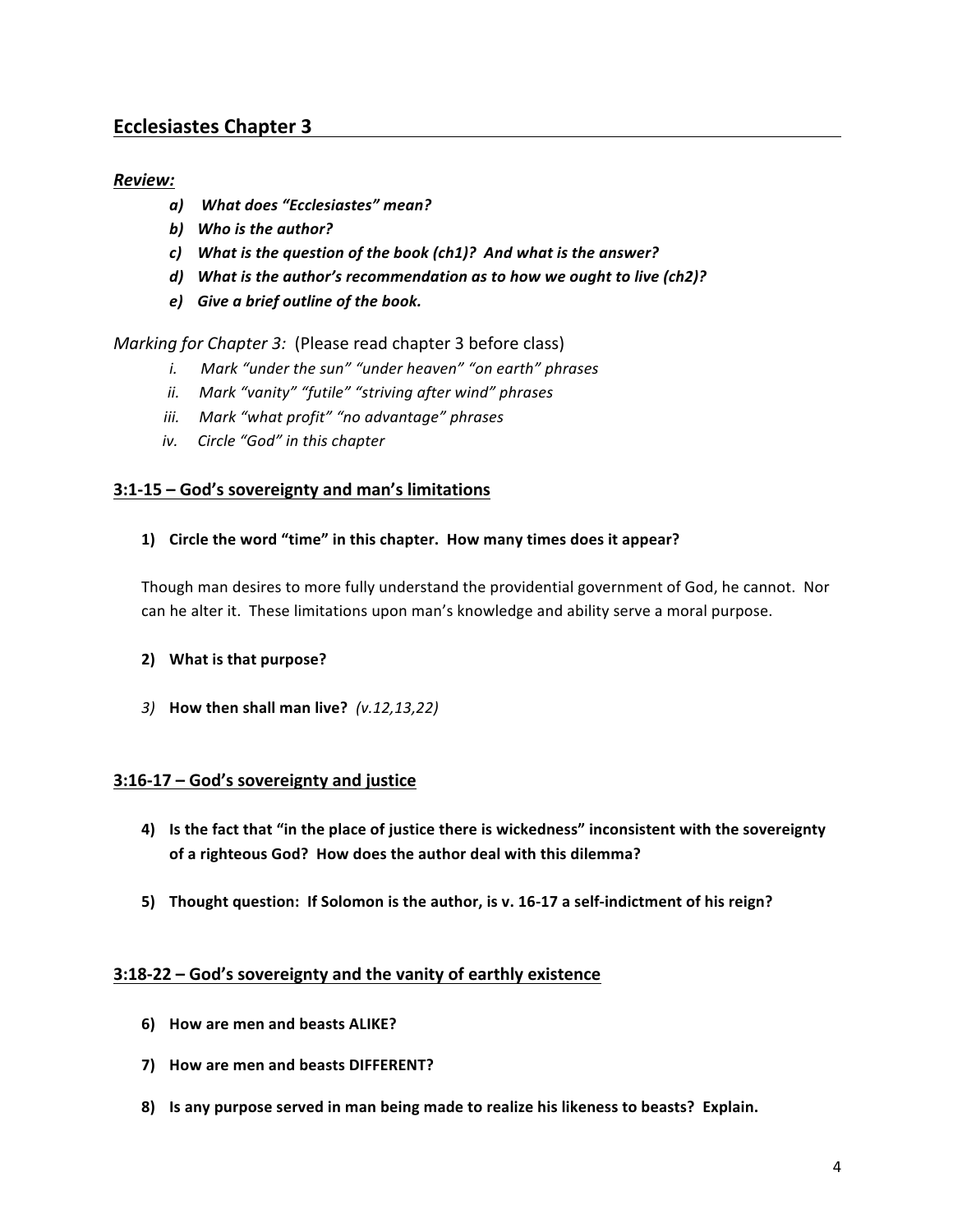## Ecclesiastes Chapter 3

***Review:***

- ***a) What does "Ecclesiastes" mean?***
- ***b) Who is the author?***
- ***c) What is the question of the book (ch1)? And what is the answer?***
- ***d) What is the author's recommendation as to how we ought to live (ch2)?***
- ***e) Give a brief outline of the book.***

*Marking for Chapter 3:* (Please read chapter 3 before class)

- *i. Mark "under the sun" "under heaven" "on earth" phrases*
- *ii. Mark "vanity" "futile" "striving after wind" phrases*
- *iii. Mark "what profit" "no advantage" phrases*
- *iv. Circle "God" in this chapter*

### 3:1-15 – God's sovereignty and man's limitations

**1) Circle the word "time" in this chapter. How many times does it appear?**

Though man desires to more fully understand the providential government of God, he cannot. Nor can he alter it. These limitations upon man's knowledge and ability serve a moral purpose.

**2) What is that purpose?**

*3)* **How then shall man live?** *(v.12,13,22)*

### 3:16-17 – God's sovereignty and justice

**4) Is the fact that "in the place of justice there is wickedness" inconsistent with the sovereignty of a righteous God? How does the author deal with this dilemma?**

**5) Thought question: If Solomon is the author, is v. 16-17 a self-indictment of his reign?**

### 3:18-22 – God's sovereignty and the vanity of earthly existence

**6) How are men and beasts ALIKE?**

**7) How are men and beasts DIFFERENT?**

**8) Is any purpose served in man being made to realize his likeness to beasts? Explain.**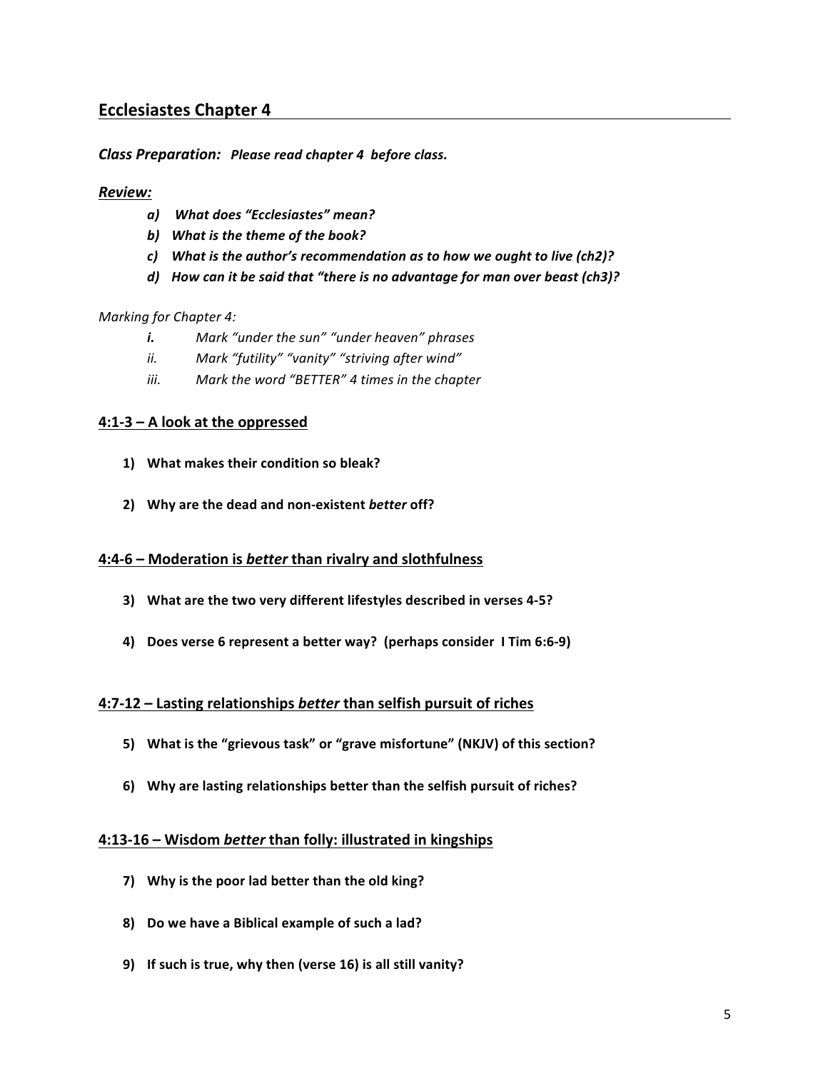## Ecclesiastes Chapter 4

***Class Preparation:*** ***Please read chapter 4 before class.***

***Review:***

- ***a) What does "Ecclesiastes" mean?***
- ***b) What is the theme of the book?***
- ***c) What is the author's recommendation as to how we ought to live (ch2)?***
- ***d) How can it be said that "there is no advantage for man over beast (ch3)?***

*Marking for Chapter 4:*

- ***i.*** *Mark "under the sun" "under heaven" phrases*
- *ii.* *Mark "futility" "vanity" "striving after wind"*
- *iii.* *Mark the word "BETTER" 4 times in the chapter*

### 4:1-3 – A look at the oppressed

**1) What makes their condition so bleak?**

**2) Why are the dead and non-existent *better* off?**

### 4:4-6 – Moderation is *better* than rivalry and slothfulness

**3) What are the two very different lifestyles described in verses 4-5?**

**4) Does verse 6 represent a better way? (perhaps consider I Tim 6:6-9)**

### 4:7-12 – Lasting relationships *better* than selfish pursuit of riches

**5) What is the "grievous task" or "grave misfortune" (NKJV) of this section?**

**6) Why are lasting relationships better than the selfish pursuit of riches?**

### 4:13-16 – Wisdom *better* than folly: illustrated in kingships

**7) Why is the poor lad better than the old king?**

**8) Do we have a Biblical example of such a lad?**

**9) If such is true, why then (verse 16) is all still vanity?**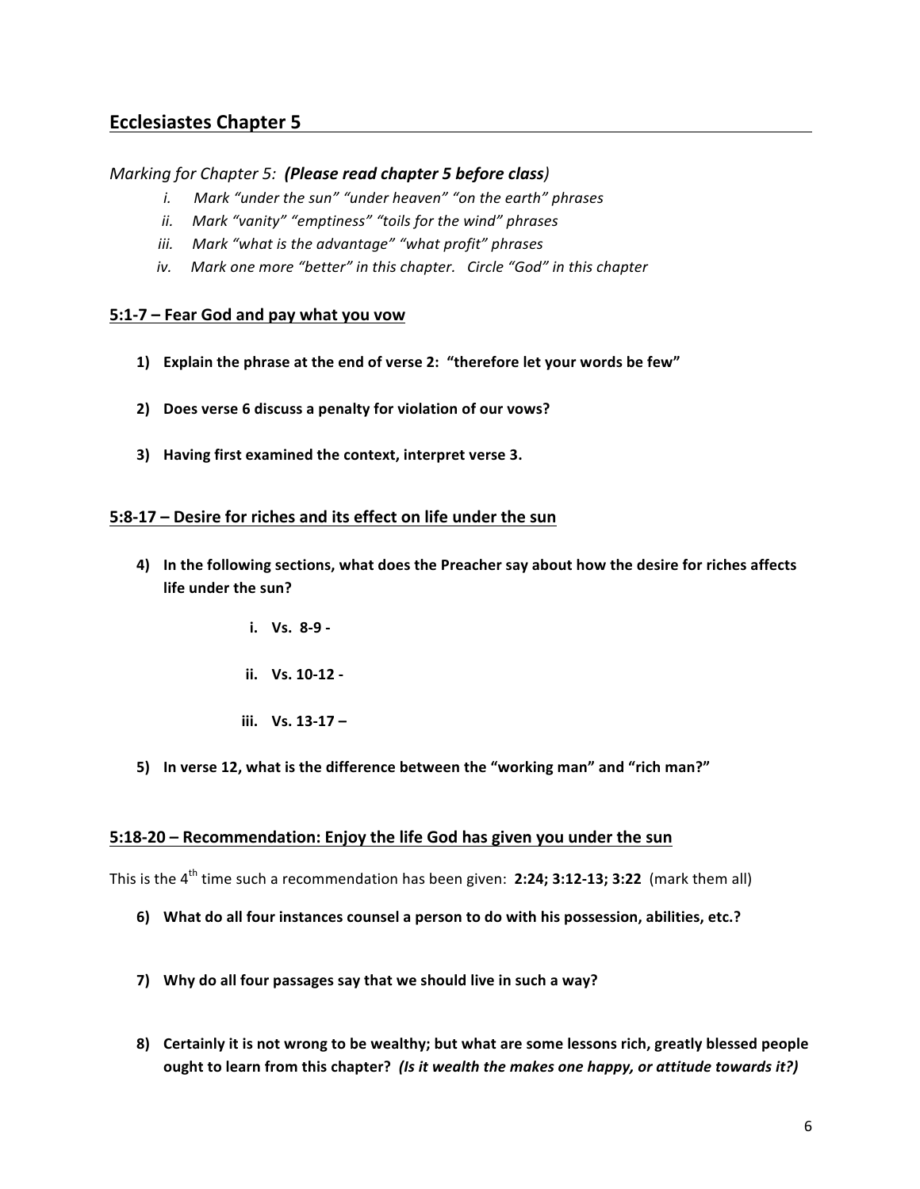## Ecclesiastes Chapter 5

*Marking for Chapter 5: **(Please read chapter 5 before class)***

- *i. Mark "under the sun" "under heaven" "on the earth" phrases*
- *ii. Mark "vanity" "emptiness" "toils for the wind" phrases*
- *iii. Mark "what is the advantage" "what profit" phrases*
- *iv. Mark one more "better" in this chapter. Circle "God" in this chapter*

### 5:1-7 – Fear God and pay what you vow

1) **Explain the phrase at the end of verse 2: "therefore let your words be few"**

2) **Does verse 6 discuss a penalty for violation of our vows?**

3) **Having first examined the context, interpret verse 3.**

### 5:8-17 – Desire for riches and its effect on life under the sun

4) **In the following sections, what does the Preacher say about how the desire for riches affects life under the sun?**

   - **i. Vs. 8-9 -**
   - **ii. Vs. 10-12 -**
   - **iii. Vs. 13-17 –**

5) **In verse 12, what is the difference between the "working man" and "rich man?"**

### 5:18-20 – Recommendation: Enjoy the life God has given you under the sun

This is the 4th time such a recommendation has been given: **2:24; 3:12-13; 3:22** (mark them all)

6) **What do all four instances counsel a person to do with his possession, abilities, etc.?**

7) **Why do all four passages say that we should live in such a way?**

8) **Certainly it is not wrong to be wealthy; but what are some lessons rich, greatly blessed people ought to learn from this chapter? *(Is it wealth the makes one happy, or attitude towards it?)***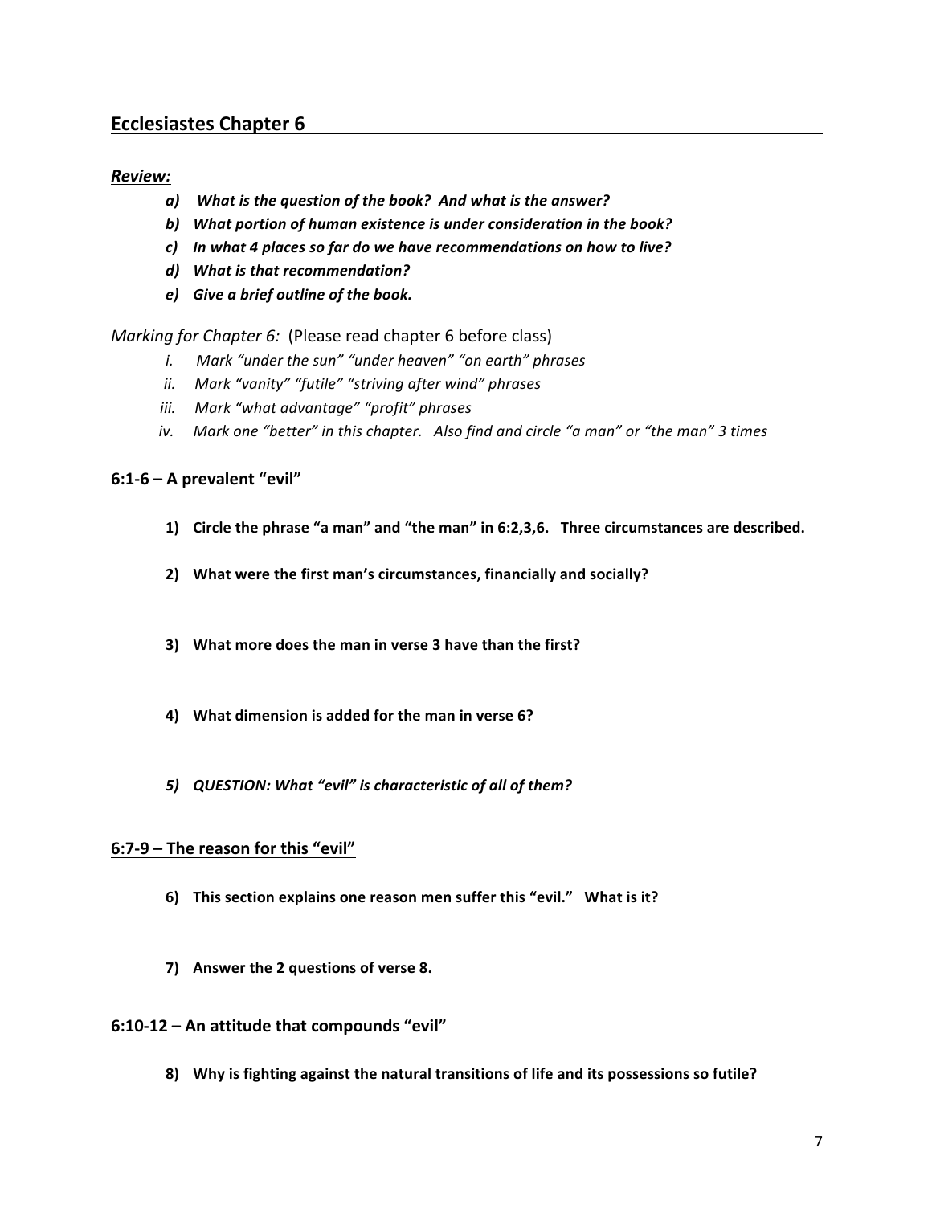## Ecclesiastes Chapter 6

***Review:***

- ***a) What is the question of the book? And what is the answer?***
- ***b) What portion of human existence is under consideration in the book?***
- ***c) In what 4 places so far do we have recommendations on how to live?***
- ***d) What is that recommendation?***
- ***e) Give a brief outline of the book.***

*Marking for Chapter 6:* (Please read chapter 6 before class)

- *i. Mark "under the sun" "under heaven" "on earth" phrases*
- *ii. Mark "vanity" "futile" "striving after wind" phrases*
- *iii. Mark "what advantage" "profit" phrases*
- *iv. Mark one "better" in this chapter. Also find and circle "a man" or "the man" 3 times*

### 6:1-6 – A prevalent "evil"

**1) Circle the phrase "a man" and "the man" in 6:2,3,6. Three circumstances are described.**

**2) What were the first man's circumstances, financially and socially?**

**3) What more does the man in verse 3 have than the first?**

**4) What dimension is added for the man in verse 6?**

***5) QUESTION: What "evil" is characteristic of all of them?***

### 6:7-9 – The reason for this "evil"

**6) This section explains one reason men suffer this "evil." What is it?**

**7) Answer the 2 questions of verse 8.**

### 6:10-12 – An attitude that compounds "evil"

**8) Why is fighting against the natural transitions of life and its possessions so futile?**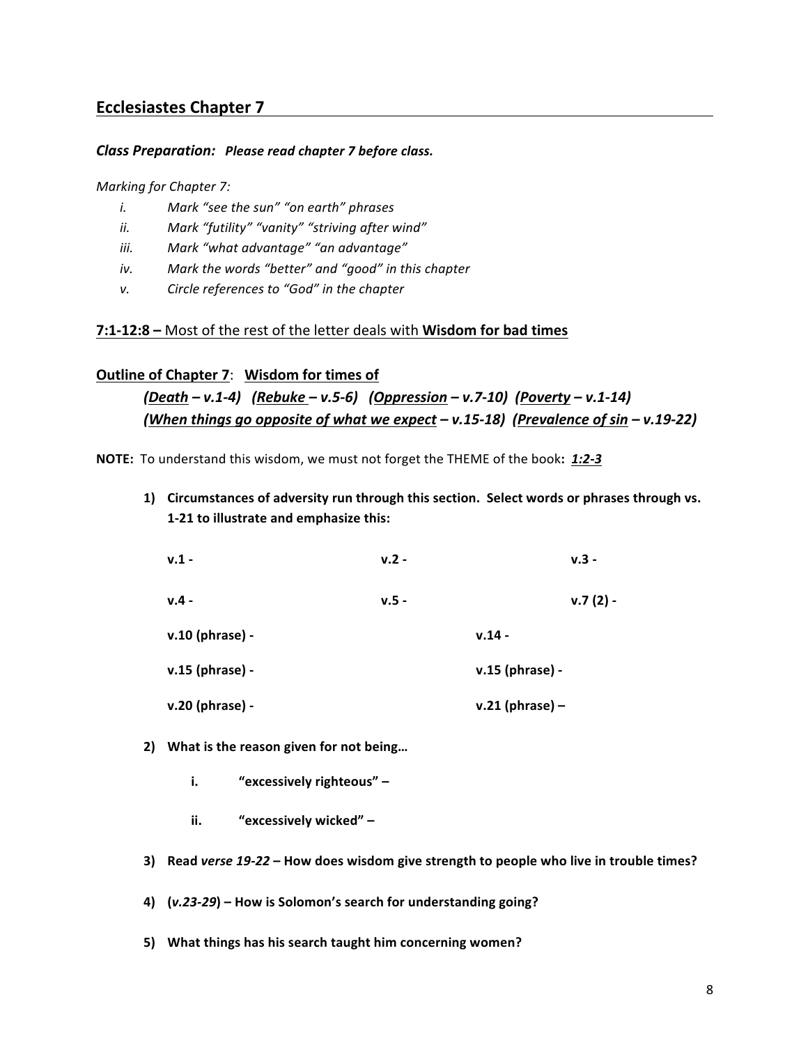## Ecclesiastes Chapter 7

***Class Preparation:*** ***Please read chapter 7 before class.***

*Marking for Chapter 7:*

- *i. Mark "see the sun" "on earth" phrases*
- *ii. Mark "futility" "vanity" "striving after wind"*
- *iii. Mark "what advantage" "an advantage"*
- *iv. Mark the words "better" and "good" in this chapter*
- *v. Circle references to "God" in the chapter*

**7:1-12:8 –** Most of the rest of the letter deals with **Wisdom for bad times**

**Outline of Chapter 7**: **Wisdom for times of**

***(Death – v.1-4) (Rebuke – v.5-6) (Oppression – v.7-10) (Poverty – v.1-14)***
***(When things go opposite of what we expect – v.15-18) (Prevalence of sin – v.19-22)***

**NOTE:** To understand this wisdom, we must not forget the THEME of the book**: *1:2-3***

1) **Circumstances of adversity run through this section. Select words or phrases through vs. 1-21 to illustrate and emphasize this:**

   **v.1 -** **v.2 -** **v.3 -**

   **v.4 -** **v.5 -** **v.7 (2) -**

   **v.10 (phrase) -** **v.14 -**

   **v.15 (phrase) -** **v.15 (phrase) -**

   **v.20 (phrase) -** **v.21 (phrase) –**

2) **What is the reason given for not being…**

   - **i. "excessively righteous" –**
   - **ii. "excessively wicked" –**

3) **Read *verse 19-22* – How does wisdom give strength to people who live in trouble times?**

4) **(*v.23-29*) – How is Solomon's search for understanding going?**

5) **What things has his search taught him concerning women?**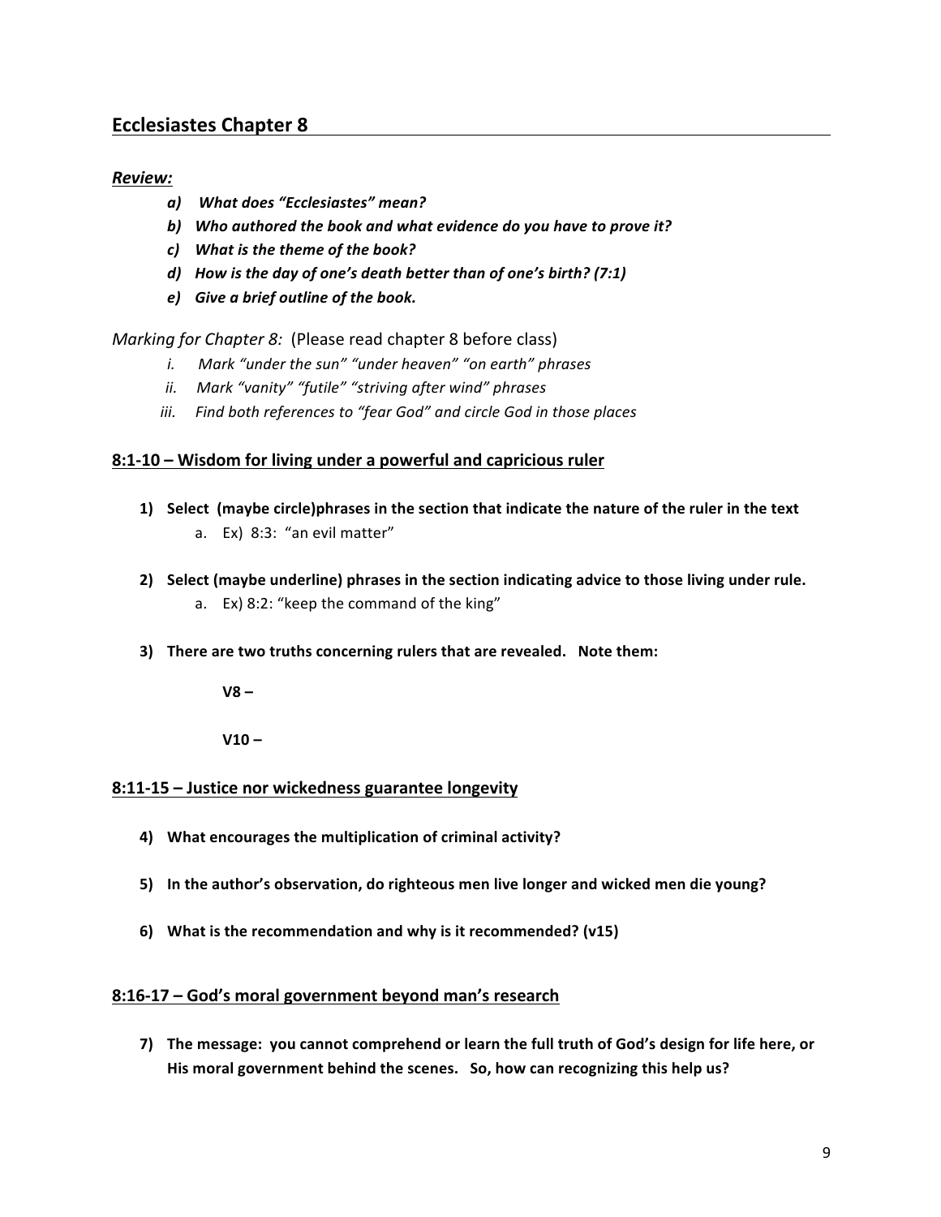## Ecclesiastes Chapter 8

***Review:***

- ***a) What does "Ecclesiastes" mean?***
- ***b) Who authored the book and what evidence do you have to prove it?***
- ***c) What is the theme of the book?***
- ***d) How is the day of one's death better than of one's birth? (7:1)***
- ***e) Give a brief outline of the book.***

*Marking for Chapter 8:* (Please read chapter 8 before class)

- *i. Mark "under the sun" "under heaven" "on earth" phrases*
- *ii. Mark "vanity" "futile" "striving after wind" phrases*
- *iii. Find both references to "fear God" and circle God in those places*

### 8:1-10 – Wisdom for living under a powerful and capricious ruler

1) **Select (maybe circle)phrases in the section that indicate the nature of the ruler in the text**
   - a. Ex) 8:3: "an evil matter"

2) **Select (maybe underline) phrases in the section indicating advice to those living under rule.**
   - a. Ex) 8:2: "keep the command of the king"

3) **There are two truths concerning rulers that are revealed. Note them:**

   **V8 –**

   **V10 –**

### 8:11-15 – Justice nor wickedness guarantee longevity

4) **What encourages the multiplication of criminal activity?**

5) **In the author's observation, do righteous men live longer and wicked men die young?**

6) **What is the recommendation and why is it recommended? (v15)**

### 8:16-17 – God's moral government beyond man's research

7) **The message: you cannot comprehend or learn the full truth of God's design for life here, or His moral government behind the scenes. So, how can recognizing this help us?**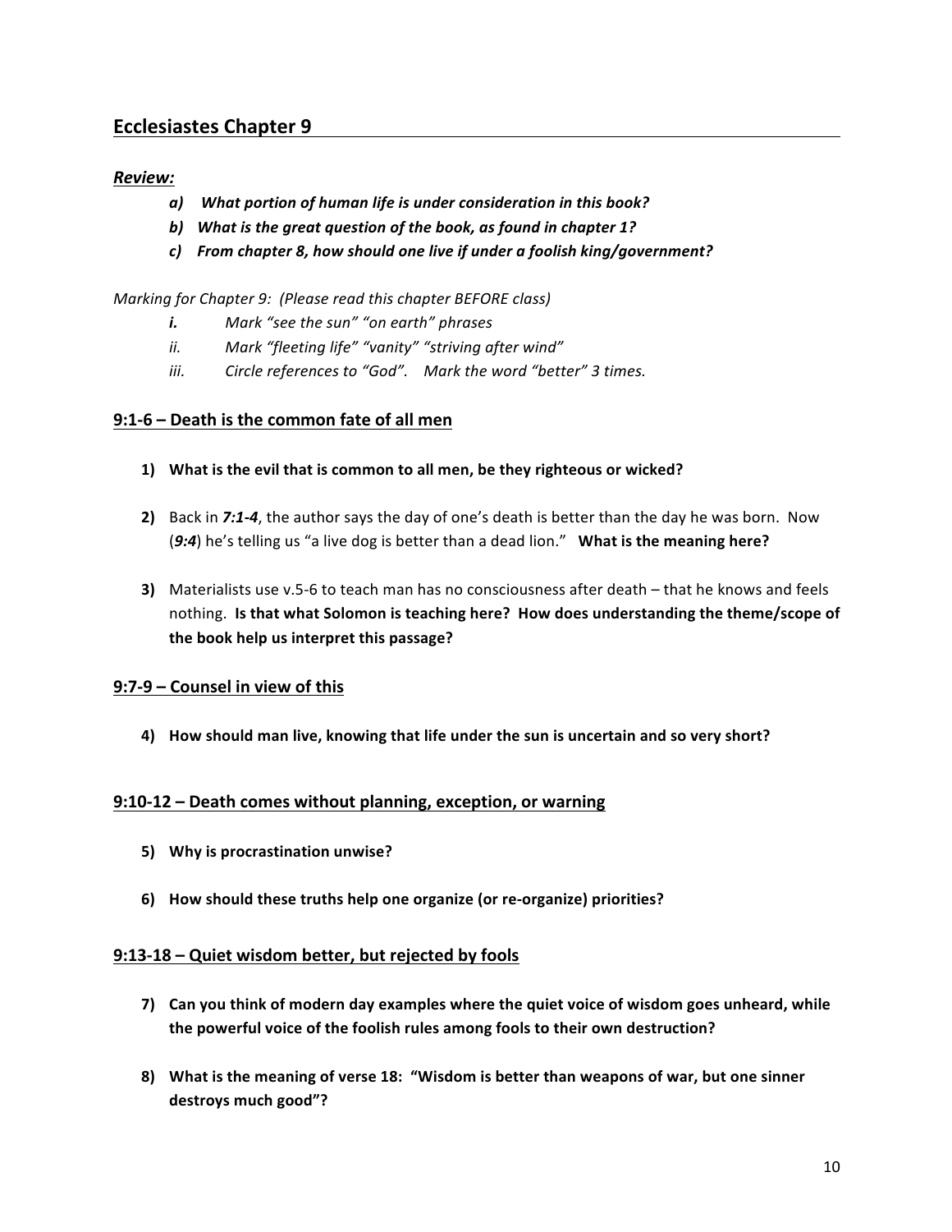## Ecclesiastes Chapter 9

***Review:***

- ***a) What portion of human life is under consideration in this book?***
- ***b) What is the great question of the book, as found in chapter 1?***
- ***c) From chapter 8, how should one live if under a foolish king/government?***

*Marking for Chapter 9: (Please read this chapter BEFORE class)*

- ***i.*** *Mark "see the sun" "on earth" phrases*
- *ii. Mark "fleeting life" "vanity" "striving after wind"*
- *iii. Circle references to "God". Mark the word "better" 3 times.*

### 9:1-6 – Death is the common fate of all men

1) **What is the evil that is common to all men, be they righteous or wicked?**

2) Back in ***7:1-4***, the author says the day of one's death is better than the day he was born. Now (***9:4***) he's telling us "a live dog is better than a dead lion." **What is the meaning here?**

3) Materialists use v.5-6 to teach man has no consciousness after death – that he knows and feels nothing. **Is that what Solomon is teaching here? How does understanding the theme/scope of the book help us interpret this passage?**

### 9:7-9 – Counsel in view of this

4) **How should man live, knowing that life under the sun is uncertain and so very short?**

### 9:10-12 – Death comes without planning, exception, or warning

5) **Why is procrastination unwise?**

6) **How should these truths help one organize (or re-organize) priorities?**

### 9:13-18 – Quiet wisdom better, but rejected by fools

7) **Can you think of modern day examples where the quiet voice of wisdom goes unheard, while the powerful voice of the foolish rules among fools to their own destruction?**

8) **What is the meaning of verse 18: "Wisdom is better than weapons of war, but one sinner destroys much good"?**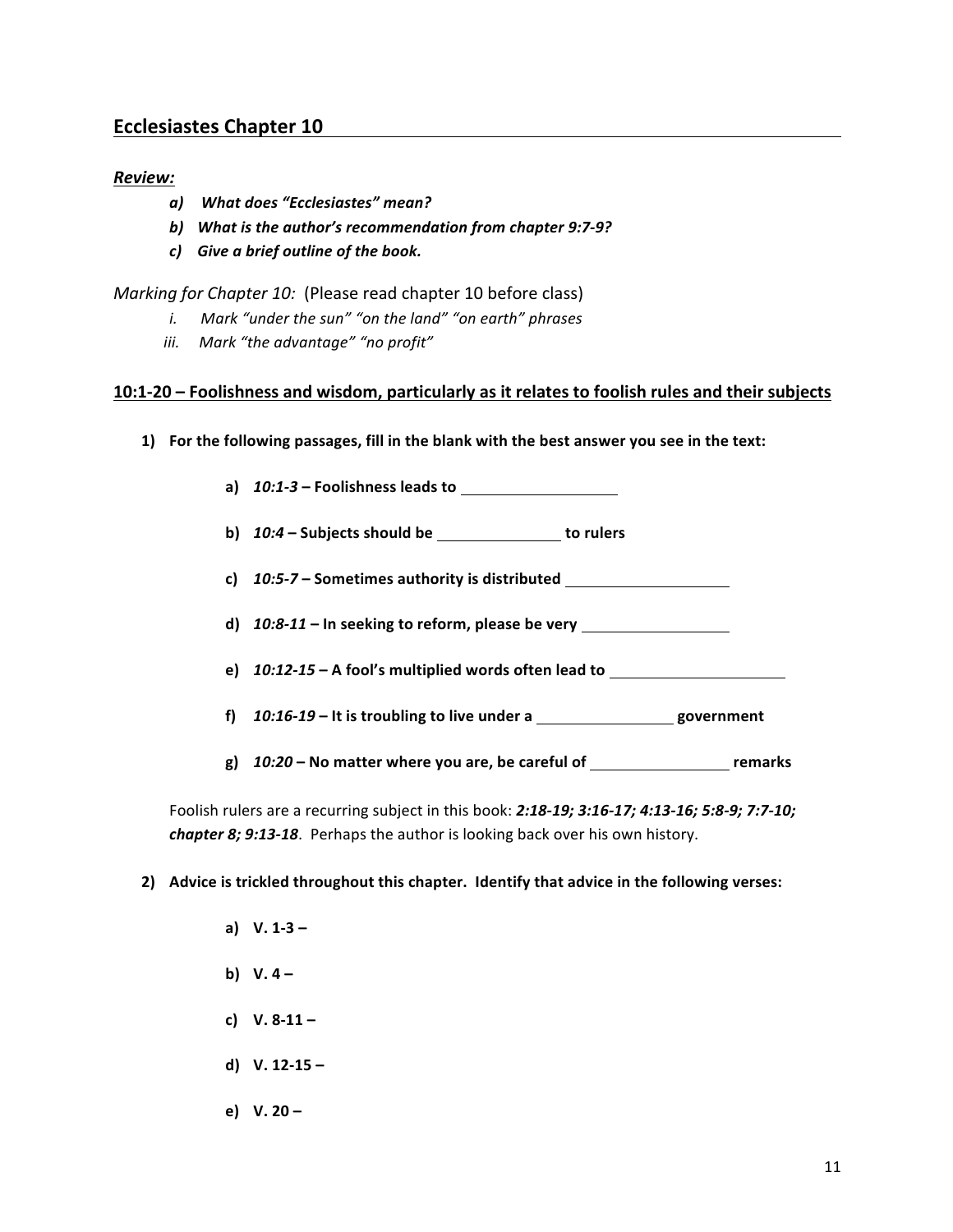## Ecclesiastes Chapter 10

***Review:***

- ***a) What does "Ecclesiastes" mean?***
- ***b) What is the author's recommendation from chapter 9:7-9?***
- ***c) Give a brief outline of the book.***

*Marking for Chapter 10:* (Please read chapter 10 before class)

- *i. Mark "under the sun" "on the land" "on earth" phrases*
- *iii. Mark "the advantage" "no profit"*

**10:1-20 – Foolishness and wisdom, particularly as it relates to foolish rules and their subjects**

**1) For the following passages, fill in the blank with the best answer you see in the text:**

- **a) *10:1-3* – Foolishness leads to \_\_\_\_\_\_\_\_\_\_\_\_\_\_\_\_\_\_**
- **b) *10:4* – Subjects should be \_\_\_\_\_\_\_\_\_\_\_\_\_\_ to rulers**
- **c) *10:5-7* – Sometimes authority is distributed \_\_\_\_\_\_\_\_\_\_\_\_\_\_\_\_\_\_\_**
- **d) *10:8-11* – In seeking to reform, please be very \_\_\_\_\_\_\_\_\_\_\_\_\_\_\_\_\_\_**
- **e) *10:12-15* – A fool's multiplied words often lead to \_\_\_\_\_\_\_\_\_\_\_\_\_\_\_\_\_\_\_\_\_**
- **f) *10:16-19* – It is troubling to live under a \_\_\_\_\_\_\_\_\_\_\_\_\_\_\_\_ government**
- **g) *10:20* – No matter where you are, be careful of \_\_\_\_\_\_\_\_\_\_\_\_\_\_\_\_ remarks**

Foolish rulers are a recurring subject in this book: ***2:18-19; 3:16-17; 4:13-16; 5:8-9; 7:7-10; chapter 8; 9:13-18***. Perhaps the author is looking back over his own history.

**2) Advice is trickled throughout this chapter. Identify that advice in the following verses:**

- **a) V. 1-3 –**
- **b) V. 4 –**
- **c) V. 8-11 –**
- **d) V. 12-15 –**
- **e) V. 20 –**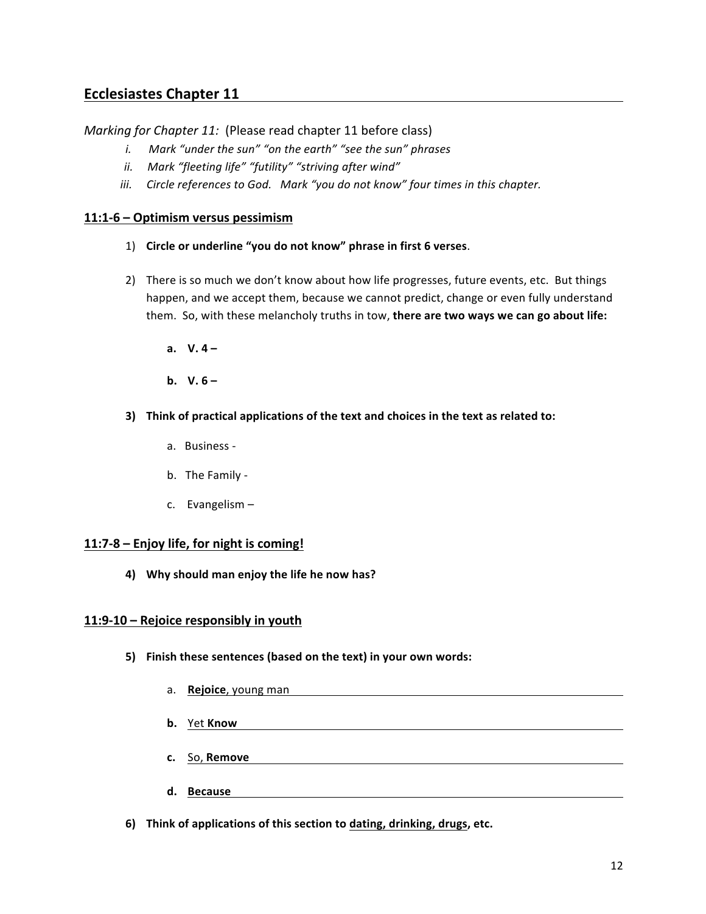## Ecclesiastes Chapter 11

*Marking for Chapter 11:* (Please read chapter 11 before class)

- *i. Mark "under the sun" "on the earth" "see the sun" phrases*
- *ii. Mark "fleeting life" "futility" "striving after wind"*
- *iii. Circle references to God. Mark "you do not know" four times in this chapter.*

### 11:1-6 – Optimism versus pessimism

1) **Circle or underline "you do not know" phrase in first 6 verses**.

2) There is so much we don't know about how life progresses, future events, etc. But things happen, and we accept them, because we cannot predict, change or even fully understand them. So, with these melancholy truths in tow, **there are two ways we can go about life:**

   **a. V. 4 –**

   **b. V. 6 –**

3) **Think of practical applications of the text and choices in the text as related to:**

   a. Business -

   b. The Family -

   c. Evangelism –

### 11:7-8 – Enjoy life, for night is coming!

4) **Why should man enjoy the life he now has?**

### 11:9-10 – Rejoice responsibly in youth

5) **Finish these sentences (based on the text) in your own words:**

   a. **Rejoice**, young man ______________________________

   **b.** Yet **Know** ______________________________

   **c.** So, **Remove** ______________________________

   **d. Because** ______________________________

6) **Think of applications of this section to dating, drinking, drugs, etc.**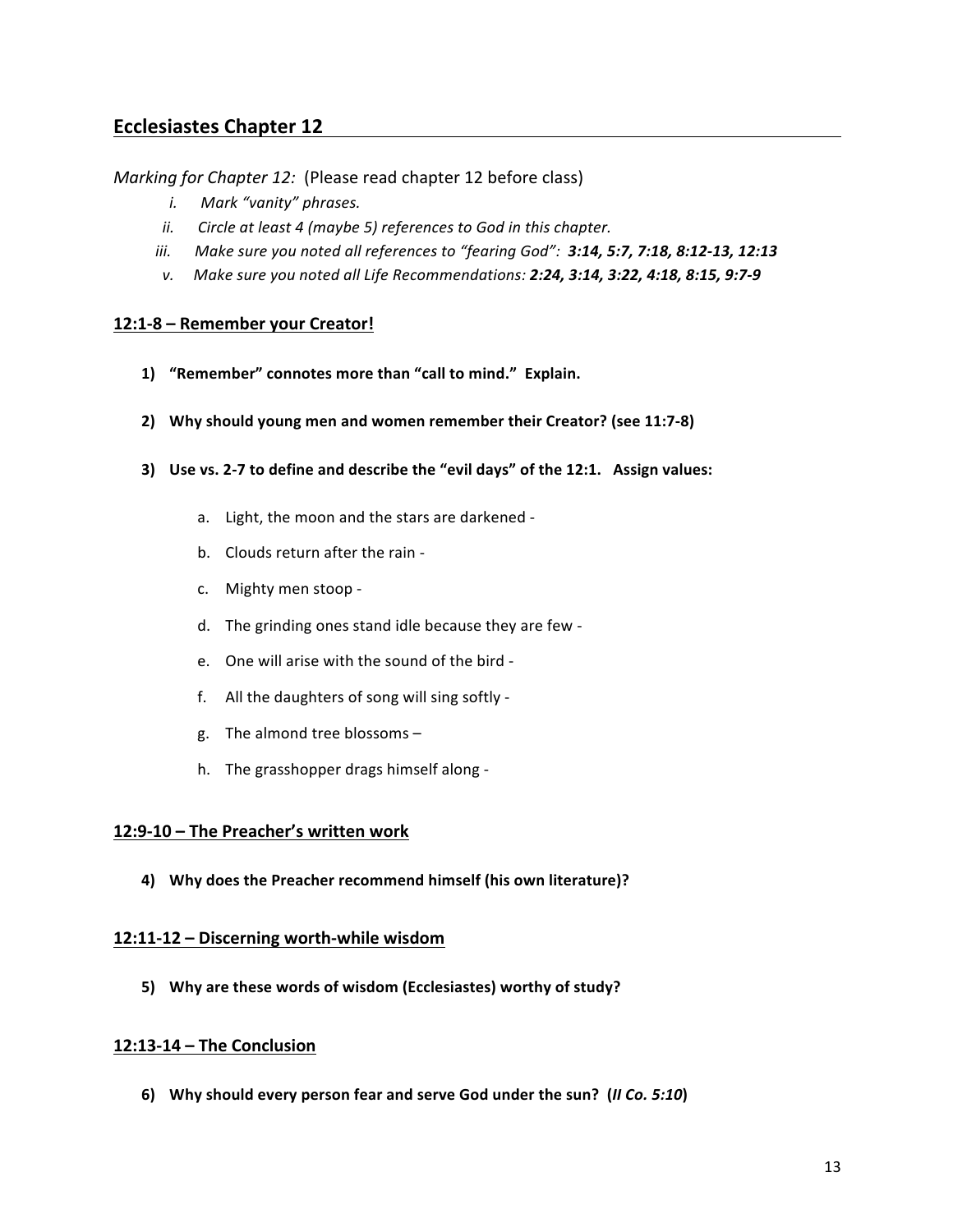## Ecclesiastes Chapter 12

*Marking for Chapter 12:* (Please read chapter 12 before class)

i. *Mark "vanity" phrases.*

ii. *Circle at least 4 (maybe 5) references to God in this chapter.*

iii. *Make sure you noted all references to "fearing God":* ***3:14, 5:7, 7:18, 8:12-13, 12:13***

v. *Make sure you noted all Life Recommendations:* ***2:24, 3:14, 3:22, 4:18, 8:15, 9:7-9***

### 12:1-8 – Remember your Creator!

1) **"Remember" connotes more than "call to mind." Explain.**

2) **Why should young men and women remember their Creator? (see 11:7-8)**

3) **Use vs. 2-7 to define and describe the "evil days" of the 12:1. Assign values:**

   a. Light, the moon and the stars are darkened -

   b. Clouds return after the rain -

   c. Mighty men stoop -

   d. The grinding ones stand idle because they are few -

   e. One will arise with the sound of the bird -

   f. All the daughters of song will sing softly -

   g. The almond tree blossoms –

   h. The grasshopper drags himself along -

### 12:9-10 – The Preacher's written work

4) **Why does the Preacher recommend himself (his own literature)?**

### 12:11-12 – Discerning worth-while wisdom

5) **Why are these words of wisdom (Ecclesiastes) worthy of study?**

### 12:13-14 – The Conclusion

6) **Why should every person fear and serve God under the sun? (*II Co. 5:10*)**